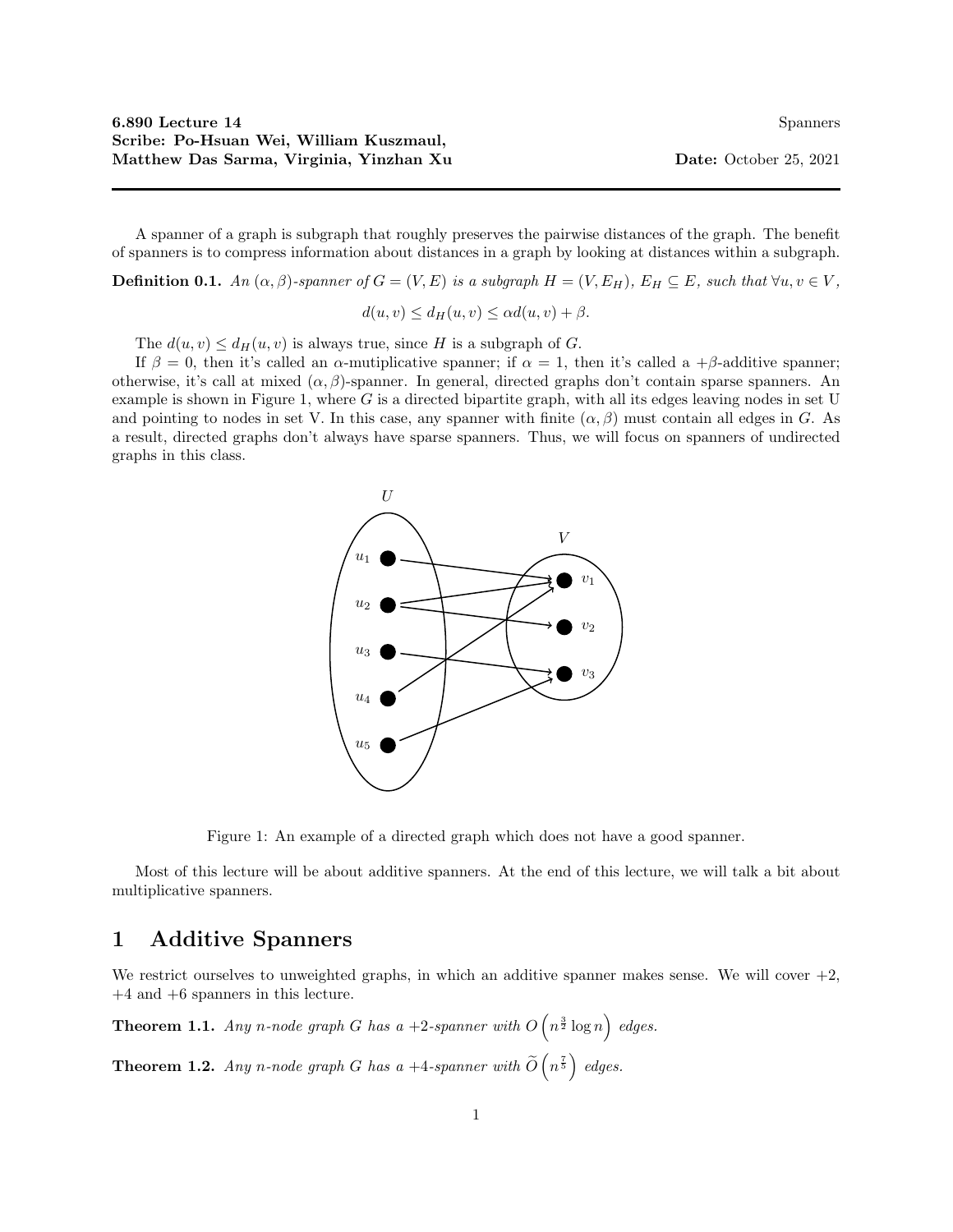**6.890 Lecture 14** Spanners

**Scribe: Po-Hsuan Wei, William Kuszmaul, Matthew Das Sarma, Virginia, Yinzhan Xu** **Date:** October 25, 2021

---

A spanner of a graph is subgraph that roughly preserves the pairwise distances of the graph. The benefit of spanners is to compress information about distances in a graph by looking at distances within a subgraph.

**Definition 0.1.** *An $(\alpha, \beta)$-spanner of $G = (V, E)$ is a subgraph $H = (V, E_H)$, $E_H \subseteq E$, such that $\forall u, v \in V$,*

$$d(u, v) \leq d_H(u, v) \leq \alpha d(u, v) + \beta.$$

The $d(u, v) \leq d_H(u, v)$ is always true, since $H$ is a subgraph of $G$.

If $\beta = 0$, then it's called an $\alpha$-mutiplicative spanner; if $\alpha = 1$, then it's called a $+\beta$-additive spanner; otherwise, it's call at mixed $(\alpha, \beta)$-spanner. In general, directed graphs don't contain sparse spanners. An example is shown in Figure 1, where $G$ is a directed bipartite graph, with all its edges leaving nodes in set U and pointing to nodes in set V. In this case, any spanner with finite $(\alpha, \beta)$ must contain all edges in $G$. As a result, directed graphs don't always have sparse spanners. Thus, we will focus on spanners of undirected graphs in this class.

Figure 1: An example of a directed graph which does not have a good spanner.

Most of this lecture will be about additive spanners. At the end of this lecture, we will talk a bit about multiplicative spanners.

# 1 Additive Spanners

We restrict ourselves to unweighted graphs, in which an additive spanner makes sense. We will cover +2, +4 and +6 spanners in this lecture.

**Theorem 1.1.** *Any $n$-node graph $G$ has a +2-spanner with $O\left(n^{\frac{3}{2}} \log n\right)$ edges.*

**Theorem 1.2.** *Any $n$-node graph $G$ has a +4-spanner with $\widetilde{O}\left(n^{\frac{7}{5}}\right)$ edges.*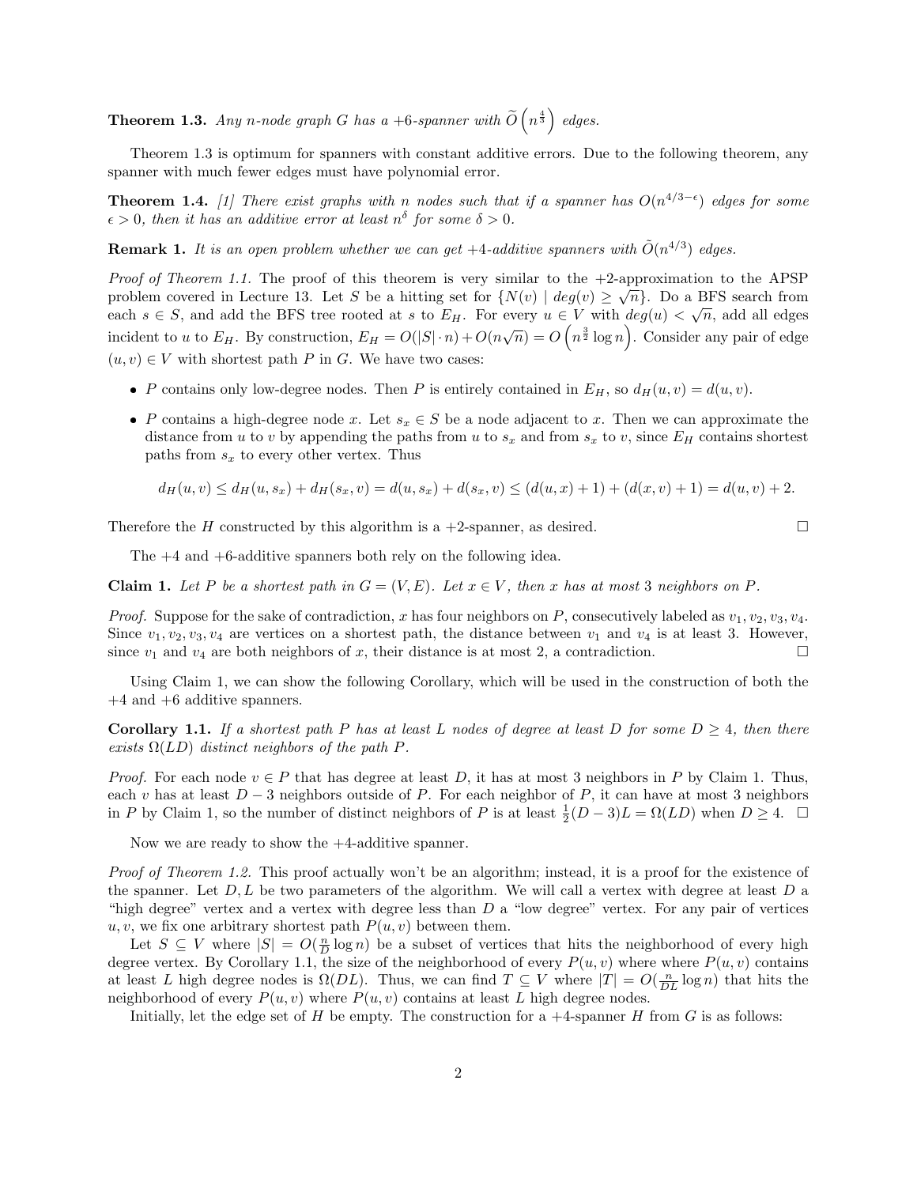**Theorem 1.3.** *Any $n$-node graph $G$ has a +6-spanner with $\widetilde{O}\left(n^{\frac{4}{3}}\right)$ edges.*

Theorem 1.3 is optimum for spanners with constant additive errors. Due to the following theorem, any spanner with much fewer edges must have polynomial error.

**Theorem 1.4.** *[1] There exist graphs with $n$ nodes such that if a spanner has $O(n^{4/3-\epsilon})$ edges for some $\epsilon > 0$, then it has an additive error at least $n^\delta$ for some $\delta > 0$.*

**Remark 1.** *It is an open problem whether we can get +4-additive spanners with $\tilde{O}(n^{4/3})$ edges.*

*Proof of Theorem 1.1.* The proof of this theorem is very similar to the +2-approximation to the APSP problem covered in Lecture 13. Let $S$ be a hitting set for $\{N(v) \mid deg(v) \geq \sqrt{n}\}$. Do a BFS search from each $s \in S$, and add the BFS tree rooted at $s$ to $E_H$. For every $u \in V$ with $deg(u) < \sqrt{n}$, add all edges incident to $u$ to $E_H$. By construction, $E_H = O(|S| \cdot n) + O(n\sqrt{n}) = O\left(n^{\frac{3}{2}} \log n\right)$. Consider any pair of edge $(u, v) \in V$ with shortest path $P$ in $G$. We have two cases:

- $P$ contains only low-degree nodes. Then $P$ is entirely contained in $E_H$, so $d_H(u, v) = d(u, v)$.
- $P$ contains a high-degree node $x$. Let $s_x \in S$ be a node adjacent to $x$. Then we can approximate the distance from $u$ to $v$ by appending the paths from $u$ to $s_x$ and from $s_x$ to $v$, since $E_H$ contains shortest paths from $s_x$ to every other vertex. Thus

$$d_H(u, v) \leq d_H(u, s_x) + d_H(s_x, v) = d(u, s_x) + d(s_x, v) \leq (d(u, x) + 1) + (d(x, v) + 1) = d(u, v) + 2.$$

Therefore the $H$ constructed by this algorithm is a +2-spanner, as desired. $\square$

The +4 and +6-additive spanners both rely on the following idea.

**Claim 1.** *Let $P$ be a shortest path in $G = (V, E)$. Let $x \in V$, then $x$ has at most 3 neighbors on $P$.*

*Proof.* Suppose for the sake of contradiction, $x$ has four neighbors on $P$, consecutively labeled as $v_1, v_2, v_3, v_4$. Since $v_1, v_2, v_3, v_4$ are vertices on a shortest path, the distance between $v_1$ and $v_4$ is at least 3. However, since $v_1$ and $v_4$ are both neighbors of $x$, their distance is at most 2, a contradiction. $\square$

Using Claim 1, we can show the following Corollary, which will be used in the construction of both the +4 and +6 additive spanners.

**Corollary 1.1.** *If a shortest path $P$ has at least $L$ nodes of degree at least $D$ for some $D \geq 4$, then there exists $\Omega(LD)$ distinct neighbors of the path $P$.*

*Proof.* For each node $v \in P$ that has degree at least $D$, it has at most 3 neighbors in $P$ by Claim 1. Thus, each $v$ has at least $D - 3$ neighbors outside of $P$. For each neighbor of $P$, it can have at most 3 neighbors in $P$ by Claim 1, so the number of distinct neighbors of $P$ is at least $\frac{1}{2}(D-3)L = \Omega(LD)$ when $D \geq 4$. $\square$

Now we are ready to show the +4-additive spanner.

*Proof of Theorem 1.2.* This proof actually won't be an algorithm; instead, it is a proof for the existence of the spanner. Let $D, L$ be two parameters of the algorithm. We will call a vertex with degree at least $D$ a "high degree" vertex and a vertex with degree less than $D$ a "low degree" vertex. For any pair of vertices $u, v$, we fix one arbitrary shortest path $P(u, v)$ between them.

Let $S \subseteq V$ where $|S| = O(\frac{n}{D} \log n)$ be a subset of vertices that hits the neighborhood of every high degree vertex. By Corollary 1.1, the size of the neighborhood of every $P(u, v)$ where where $P(u, v)$ contains at least $L$ high degree nodes is $\Omega(DL)$. Thus, we can find $T \subseteq V$ where $|T| = O(\frac{n}{DL} \log n)$ that hits the neighborhood of every $P(u, v)$ where $P(u, v)$ contains at least $L$ high degree nodes.

Initially, let the edge set of $H$ be empty. The construction for a +4-spanner $H$ from $G$ is as follows: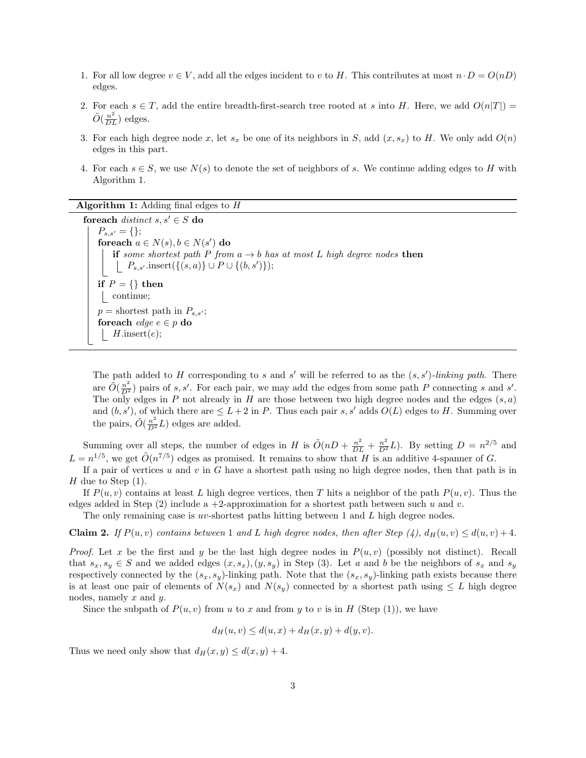1. For all low degree $v \in V$, add all the edges incident to $v$ to $H$. This contributes at most $n \cdot D = O(nD)$ edges.

2. For each $s \in T$, add the entire breadth-first-search tree rooted at $s$ into $H$. Here, we add $O(n|T|) = \tilde{O}(\frac{n^2}{DL})$ edges.

3. For each high degree node $x$, let $s_x$ be one of its neighbors in $S$, add $(x, s_x)$ to $H$. We only add $O(n)$ edges in this part.

4. For each $s \in S$, we use $N(s)$ to denote the set of neighbors of $s$. We continue adding edges to $H$ with Algorithm 1.

---

**Algorithm 1:** Adding final edges to $H$

```
foreach distinct s, s' ∈ S do
    P_{s,s'} = {};
    foreach a ∈ N(s), b ∈ N(s') do
        if some shortest path P from a → b has at most L high degree nodes then
            P_{s,s'}.insert({(s,a)} ∪ P ∪ {(b,s')});
    if P = {} then
        continue;
    p = shortest path in P_{s,s'};
    foreach edge e ∈ p do
        H.insert(e);
```

---

The path added to $H$ corresponding to $s$ and $s'$ will be referred to as the $(s, s')$-*linking path*. There are $\tilde{O}(\frac{n^2}{D^2})$ pairs of $s, s'$. For each pair, we may add the edges from some path $P$ connecting $s$ and $s'$. The only edges in $P$ not already in $H$ are those between two high degree nodes and the edges $(s, a)$ and $(b, s')$, of which there are $\leq L + 2$ in $P$. Thus each pair $s, s'$ adds $O(L)$ edges to $H$. Summing over the pairs, $\tilde{O}(\frac{n^2}{D^2}L)$ edges are added.

Summing over all steps, the number of edges in $H$ is $\tilde{O}(nD + \frac{n^2}{DL} + \frac{n^2}{D^2}L)$. By setting $D = n^{2/5}$ and $L = n^{1/5}$, we get $\tilde{O}(n^{7/5})$ edges as promised. It remains to show that $H$ is an additive 4-spanner of $G$.

If a pair of vertices $u$ and $v$ in $G$ have a shortest path using no high degree nodes, then that path is in $H$ due to Step (1).

If $P(u, v)$ contains at least $L$ high degree vertices, then $T$ hits a neighbor of the path $P(u, v)$. Thus the edges added in Step (2) include a +2-approximation for a shortest path between such $u$ and $v$.

The only remaining case is $uv$-shortest paths hitting between 1 and $L$ high degree nodes.

**Claim 2.** *If $P(u, v)$ contains between 1 and $L$ high degree nodes, then after Step (4), $d_H(u, v) \leq d(u, v) + 4$.*

*Proof.* Let $x$ be the first and $y$ be the last high degree nodes in $P(u, v)$ (possibly not distinct). Recall that $s_x, s_y \in S$ and we added edges $(x, s_x), (y, s_y)$ in Step (3). Let $a$ and $b$ be the neighbors of $s_x$ and $s_y$ respectively connected by the $(s_x, s_y)$-linking path. Note that the $(s_x, s_y)$-linking path exists because there is at least one pair of elements of $N(s_x)$ and $N(s_y)$ connected by a shortest path using $\leq L$ high degree nodes, namely $x$ and $y$.

Since the subpath of $P(u, v)$ from $u$ to $x$ and from $y$ to $v$ is in $H$ (Step (1)), we have

$$d_H(u, v) \leq d(u, x) + d_H(x, y) + d(y, v).$$

Thus we need only show that $d_H(x, y) \leq d(x, y) + 4$.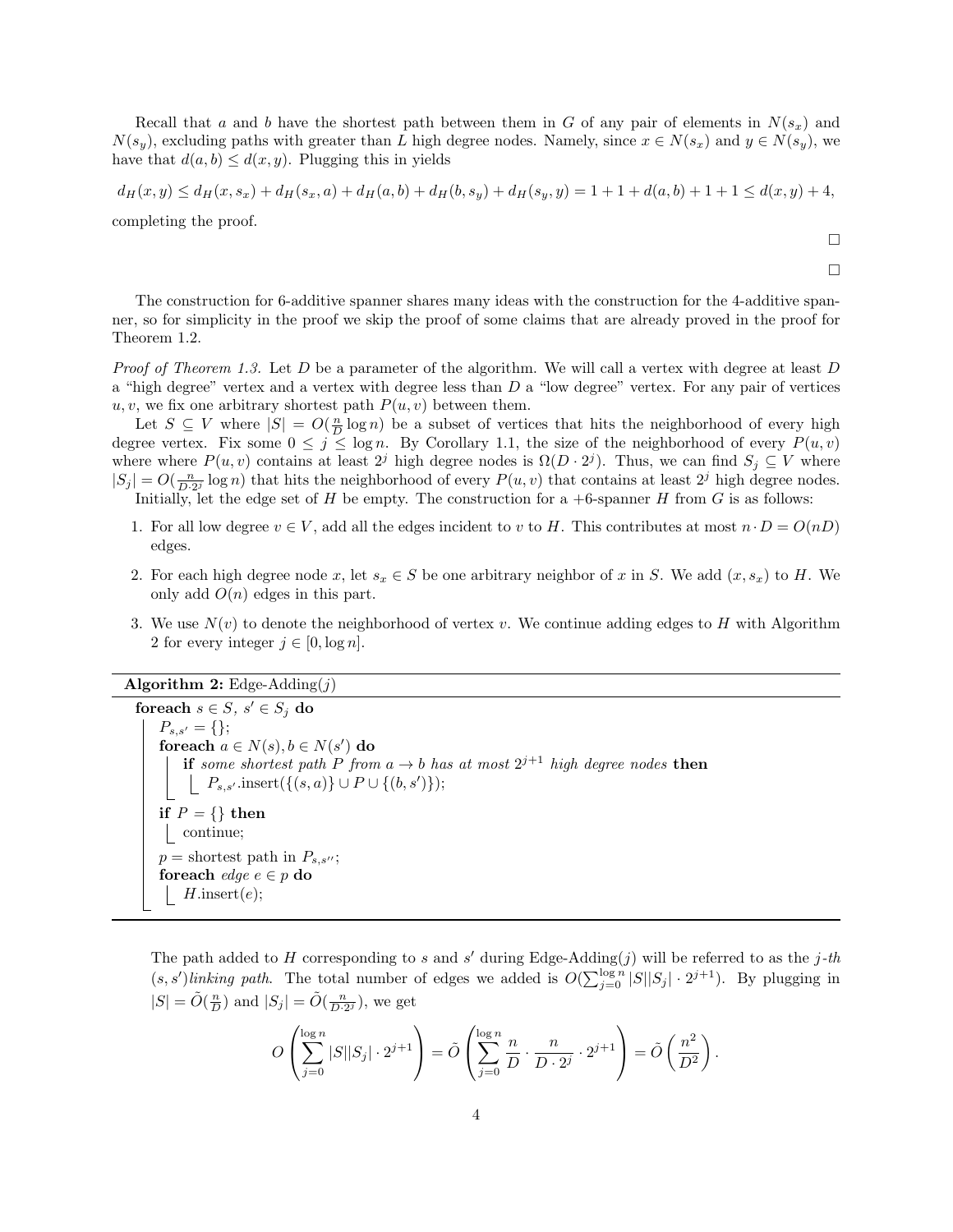Recall that $a$ and $b$ have the shortest path between them in $G$ of any pair of elements in $N(s_x)$ and $N(s_y)$, excluding paths with greater than $L$ high degree nodes. Namely, since $x \in N(s_x)$ and $y \in N(s_y)$, we have that $d(a,b) \le d(x,y)$. Plugging this in yields

$$d_H(x,y) \le d_H(x,s_x) + d_H(s_x,a) + d_H(a,b) + d_H(b,s_y) + d_H(s_y,y) = 1+1+d(a,b)+1+1 \le d(x,y)+4,$$

completing the proof.

□

□

The construction for 6-additive spanner shares many ideas with the construction for the 4-additive spanner, so for simplicity in the proof we skip the proof of some claims that are already proved in the proof for Theorem 1.2.

*Proof of Theorem 1.3.* Let $D$ be a parameter of the algorithm. We will call a vertex with degree at least $D$ a "high degree" vertex and a vertex with degree less than $D$ a "low degree" vertex. For any pair of vertices $u, v$, we fix one arbitrary shortest path $P(u,v)$ between them.

Let $S \subseteq V$ where $|S| = O(\frac{n}{D}\log n)$ be a subset of vertices that hits the neighborhood of every high degree vertex. Fix some $0 \le j \le \log n$. By Corollary 1.1, the size of the neighborhood of every $P(u,v)$ where where $P(u,v)$ contains at least $2^j$ high degree nodes is $\Omega(D \cdot 2^j)$. Thus, we can find $S_j \subseteq V$ where $|S_j| = O(\frac{n}{D \cdot 2^j}\log n)$ that hits the neighborhood of every $P(u,v)$ that contains at least $2^j$ high degree nodes.

Initially, let the edge set of $H$ be empty. The construction for a +6-spanner $H$ from $G$ is as follows:

1. For all low degree $v \in V$, add all the edges incident to $v$ to $H$. This contributes at most $n \cdot D = O(nD)$ edges.
2. For each high degree node $x$, let $s_x \in S$ be one arbitrary neighbor of $x$ in $S$. We add $(x, s_x)$ to $H$. We only add $O(n)$ edges in this part.
3. We use $N(v)$ to denote the neighborhood of vertex $v$. We continue adding edges to $H$ with Algorithm 2 for every integer $j \in [0, \log n]$.

**Algorithm 2:** Edge-Adding($j$)

```
foreach s ∈ S, s′ ∈ S_j do
    P_{s,s′} = {};
    foreach a ∈ N(s), b ∈ N(s′) do
        if some shortest path P from a → b has at most 2^{j+1} high degree nodes then
            P_{s,s′}.insert({(s,a)} ∪ P ∪ {(b,s′)});
    if P = {} then
        continue;
    p = shortest path in P_{s,s′′};
    foreach edge e ∈ p do
        H.insert(e);
```

The path added to $H$ corresponding to $s$ and $s'$ during Edge-Adding($j$) will be referred to as the *j-th $(s,s')$linking path*. The total number of edges we added is $O(\sum_{j=0}^{\log n} |S||S_j| \cdot 2^{j+1})$. By plugging in $|S| = \tilde{O}(\frac{n}{D})$ and $|S_j| = \tilde{O}(\frac{n}{D \cdot 2^j})$, we get

$$O\left(\sum_{j=0}^{\log n} |S||S_j| \cdot 2^{j+1}\right) = \tilde{O}\left(\sum_{j=0}^{\log n} \frac{n}{D} \cdot \frac{n}{D \cdot 2^j} \cdot 2^{j+1}\right) = \tilde{O}\left(\frac{n^2}{D^2}\right).$$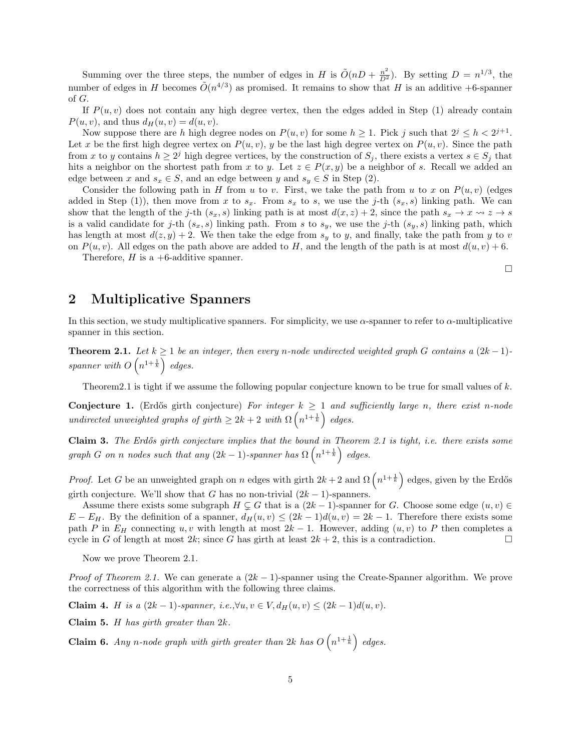Summing over the three steps, the number of edges in $H$ is $\tilde{O}(nD + \frac{n^2}{D^2})$. By setting $D = n^{1/3}$, the number of edges in $H$ becomes $\tilde{O}(n^{4/3})$ as promised. It remains to show that $H$ is an additive +6-spanner of $G$.

If $P(u,v)$ does not contain any high degree vertex, then the edges added in Step (1) already contain $P(u,v)$, and thus $d_H(u,v) = d(u,v)$.

Now suppose there are $h$ high degree nodes on $P(u,v)$ for some $h \geq 1$. Pick $j$ such that $2^j \leq h < 2^{j+1}$. Let $x$ be the first high degree vertex on $P(u,v)$, $y$ be the last high degree vertex on $P(u,v)$. Since the path from $x$ to $y$ contains $h \geq 2^j$ high degree vertices, by the construction of $S_j$, there exists a vertex $s \in S_j$ that hits a neighbor on the shortest path from $x$ to $y$. Let $z \in P(x,y)$ be a neighbor of $s$. Recall we added an edge between $x$ and $s_x \in S$, and an edge between $y$ and $s_y \in S$ in Step (2).

Consider the following path in $H$ from $u$ to $v$. First, we take the path from $u$ to $x$ on $P(u,v)$ (edges added in Step (1)), then move from $x$ to $s_x$. From $s_x$ to $s$, we use the $j$-th $(s_x, s)$ linking path. We can show that the length of the $j$-th $(s_x, s)$ linking path is at most $d(x,z) + 2$, since the path $s_x \to x \rightsquigarrow z \to s$ is a valid candidate for $j$-th $(s_x, s)$ linking path. From $s$ to $s_y$, we use the $j$-th $(s_y, s)$ linking path, which has length at most $d(z,y) + 2$. We then take the edge from $s_y$ to $y$, and finally, take the path from $y$ to $v$ on $P(u,v)$. All edges on the path above are added to $H$, and the length of the path is at most $d(u,v) + 6$.

Therefore, $H$ is a +6-additive spanner.

□

## 2 Multiplicative Spanners

In this section, we study multiplicative spanners. For simplicity, we use $\alpha$-spanner to refer to $\alpha$-multiplicative spanner in this section.

**Theorem 2.1.** *Let $k \geq 1$ be an integer, then every $n$-node undirected weighted graph $G$ contains a $(2k-1)$-spanner with $O\left(n^{1+\frac{1}{k}}\right)$ edges.*

Theorem2.1 is tight if we assume the following popular conjecture known to be true for small values of $k$.

**Conjecture 1.** (Erdős girth conjecture) *For integer $k \geq 1$ and sufficiently large $n$, there exist $n$-node undirected unweighted graphs of girth $\geq 2k+2$ with $\Omega\left(n^{1+\frac{1}{k}}\right)$ edges.*

**Claim 3.** *The Erdős girth conjecture implies that the bound in Theorem 2.1 is tight, i.e. there exists some graph $G$ on $n$ nodes such that any $(2k-1)$-spanner has $\Omega\left(n^{1+\frac{1}{k}}\right)$ edges.*

*Proof.* Let $G$ be an unweighted graph on $n$ edges with girth $2k+2$ and $\Omega\left(n^{1+\frac{1}{k}}\right)$ edges, given by the Erdős girth conjecture. We'll show that $G$ has no non-trivial $(2k-1)$-spanners.

Assume there exists some subgraph $H \subsetneq G$ that is a $(2k-1)$-spanner for $G$. Choose some edge $(u,v) \in E - E_H$. By the definition of a spanner, $d_H(u,v) \leq (2k-1)d(u,v) = 2k-1$. Therefore there exists some path $P$ in $E_H$ connecting $u, v$ with length at most $2k-1$. However, adding $(u,v)$ to $P$ then completes a cycle in $G$ of length at most $2k$; since $G$ has girth at least $2k+2$, this is a contradiction. □

Now we prove Theorem 2.1.

*Proof of Theorem 2.1.* We can generate a $(2k-1)$-spanner using the Create-Spanner algorithm. We prove the correctness of this algorithm with the following three claims.

**Claim 4.** *$H$ is a $(2k-1)$-spanner, i.e.,$\forall u, v \in V, d_H(u,v) \leq (2k-1)d(u,v)$.*

**Claim 5.** *$H$ has girth greater than $2k$.*

**Claim 6.** *Any $n$-node graph with girth greater than $2k$ has $O\left(n^{1+\frac{1}{k}}\right)$ edges.*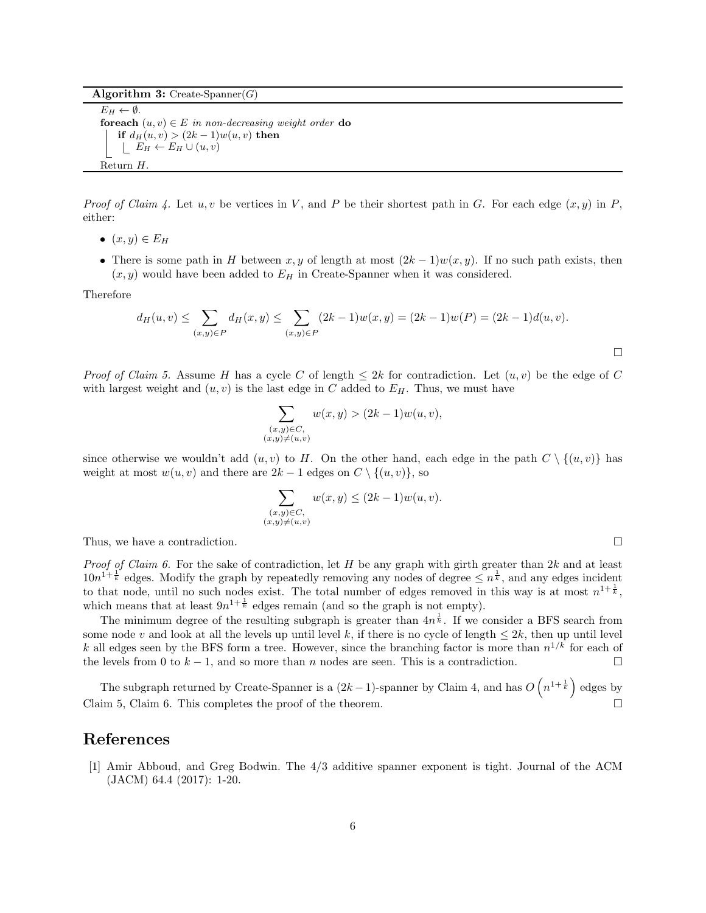**Algorithm 3:** Create-Spanner($G$)

```
E_H ← ∅.
foreach (u, v) ∈ E in non-decreasing weight order do
    if d_H(u, v) > (2k − 1)w(u, v) then
        E_H ← E_H ∪ (u, v)
Return H.
```

*Proof of Claim 4.* Let $u, v$ be vertices in $V$, and $P$ be their shortest path in $G$. For each edge $(x, y)$ in $P$, either:

- $(x, y) \in E_H$
- There is some path in $H$ between $x, y$ of length at most $(2k-1)w(x, y)$. If no such path exists, then $(x, y)$ would have been added to $E_H$ in Create-Spanner when it was considered.

Therefore

$$d_H(u, v) \leq \sum_{(x,y)\in P} d_H(x, y) \leq \sum_{(x,y)\in P} (2k-1)w(x, y) = (2k-1)w(P) = (2k-1)d(u, v).$$

□

*Proof of Claim 5.* Assume $H$ has a cycle $C$ of length $\leq 2k$ for contradiction. Let $(u, v)$ be the edge of $C$ with largest weight and $(u, v)$ is the last edge in $C$ added to $E_H$. Thus, we must have

$$\sum_{\substack{(x,y)\in C,\\ (x,y)\neq(u,v)}} w(x, y) > (2k-1)w(u, v),$$

since otherwise we wouldn't add $(u, v)$ to $H$. On the other hand, each edge in the path $C \setminus \{(u, v)\}$ has weight at most $w(u, v)$ and there are $2k-1$ edges on $C \setminus \{(u, v)\}$, so

$$\sum_{\substack{(x,y)\in C,\\ (x,y)\neq(u,v)}} w(x, y) \leq (2k-1)w(u, v).$$

Thus, we have a contradiction. □

*Proof of Claim 6.* For the sake of contradiction, let $H$ be any graph with girth greater than $2k$ and at least $10n^{1+\frac{1}{k}}$ edges. Modify the graph by repeatedly removing any nodes of degree $\leq n^{\frac{1}{k}}$, and any edges incident to that node, until no such nodes exist. The total number of edges removed in this way is at most $n^{1+\frac{1}{k}}$, which means that at least $9n^{1+\frac{1}{k}}$ edges remain (and so the graph is not empty).

The minimum degree of the resulting subgraph is greater than $4n^{\frac{1}{k}}$. If we consider a BFS search from some node $v$ and look at all the levels up until level $k$, if there is no cycle of length $\leq 2k$, then up until level $k$ all edges seen by the BFS form a tree. However, since the branching factor is more than $n^{1/k}$ for each of the levels from 0 to $k-1$, and so more than $n$ nodes are seen. This is a contradiction. □

The subgraph returned by Create-Spanner is a $(2k-1)$-spanner by Claim 4, and has $O\left(n^{1+\frac{1}{k}}\right)$ edges by Claim 5, Claim 6. This completes the proof of the theorem. □

# References

[1] Amir Abboud, and Greg Bodwin. The 4/3 additive spanner exponent is tight. Journal of the ACM (JACM) 64.4 (2017): 1-20.